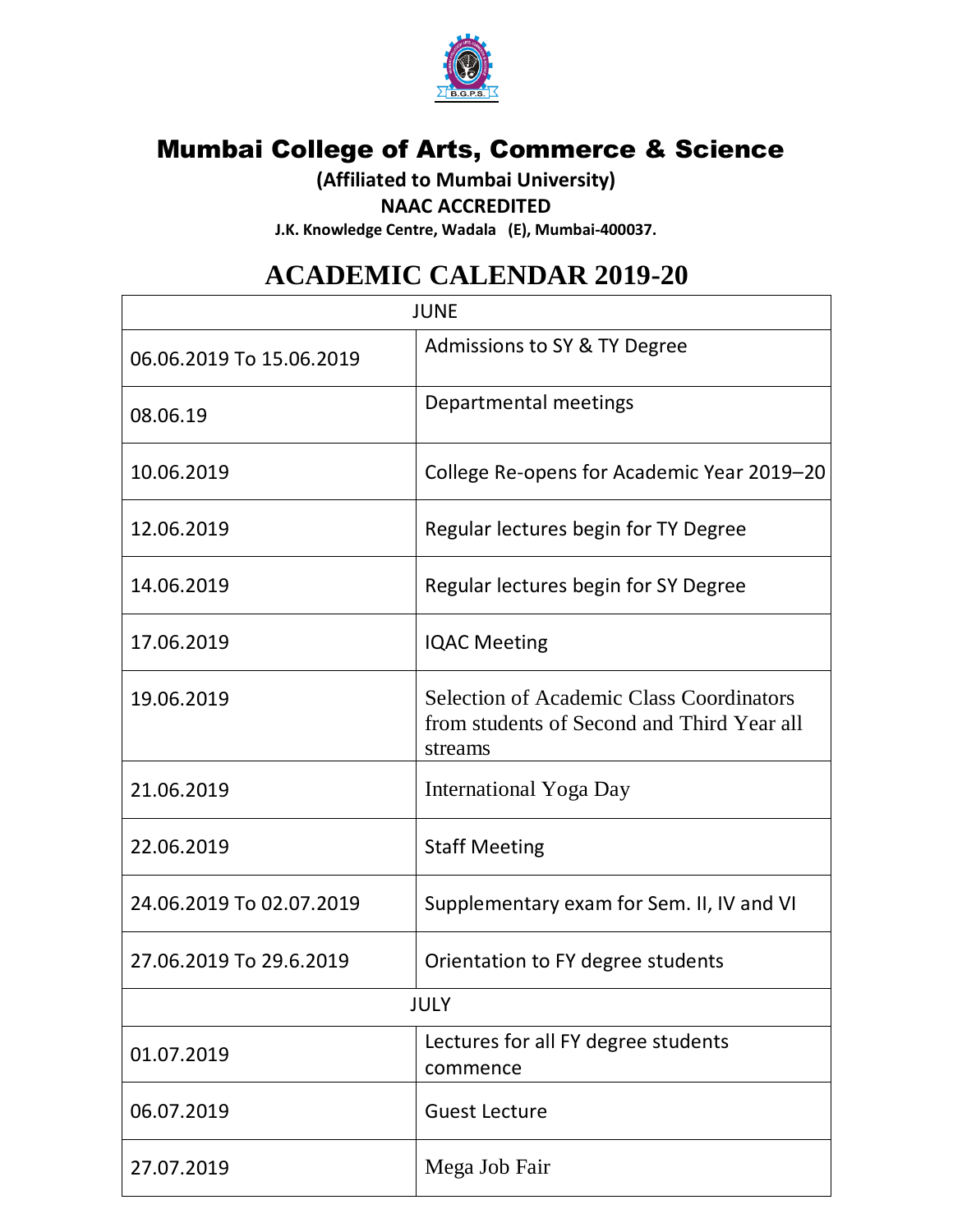# Mumbai College of Arts, Commerce & Science

**(Affiliated to Mumbai University)**

**NAAC ACCREDITED**

**J.K. Knowledge Centre, Wadala (E), Mumbai-400037.**

## ACADEMIC CALENDAR 2019-20

| JUNE | |
|---|---|
| 06.06.2019 To 15.06.2019 | Admissions to SY & TY Degree |
| 08.06.19 | Departmental meetings |
| 10.06.2019 | College Re-opens for Academic Year 2019–20 |
| 12.06.2019 | Regular lectures begin for TY Degree |
| 14.06.2019 | Regular lectures begin for SY Degree |
| 17.06.2019 | IQAC Meeting |
| 19.06.2019 | Selection of Academic Class Coordinators from students of Second and Third Year all streams |
| 21.06.2019 | International Yoga Day |
| 22.06.2019 | Staff Meeting |
| 24.06.2019 To 02.07.2019 | Supplementary exam for Sem. II, IV and VI |
| 27.06.2019 To 29.6.2019 | Orientation to FY degree students |
| JULY | |
| 01.07.2019 | Lectures for all FY degree students commence |
| 06.07.2019 | Guest Lecture |
| 27.07.2019 | Mega Job Fair |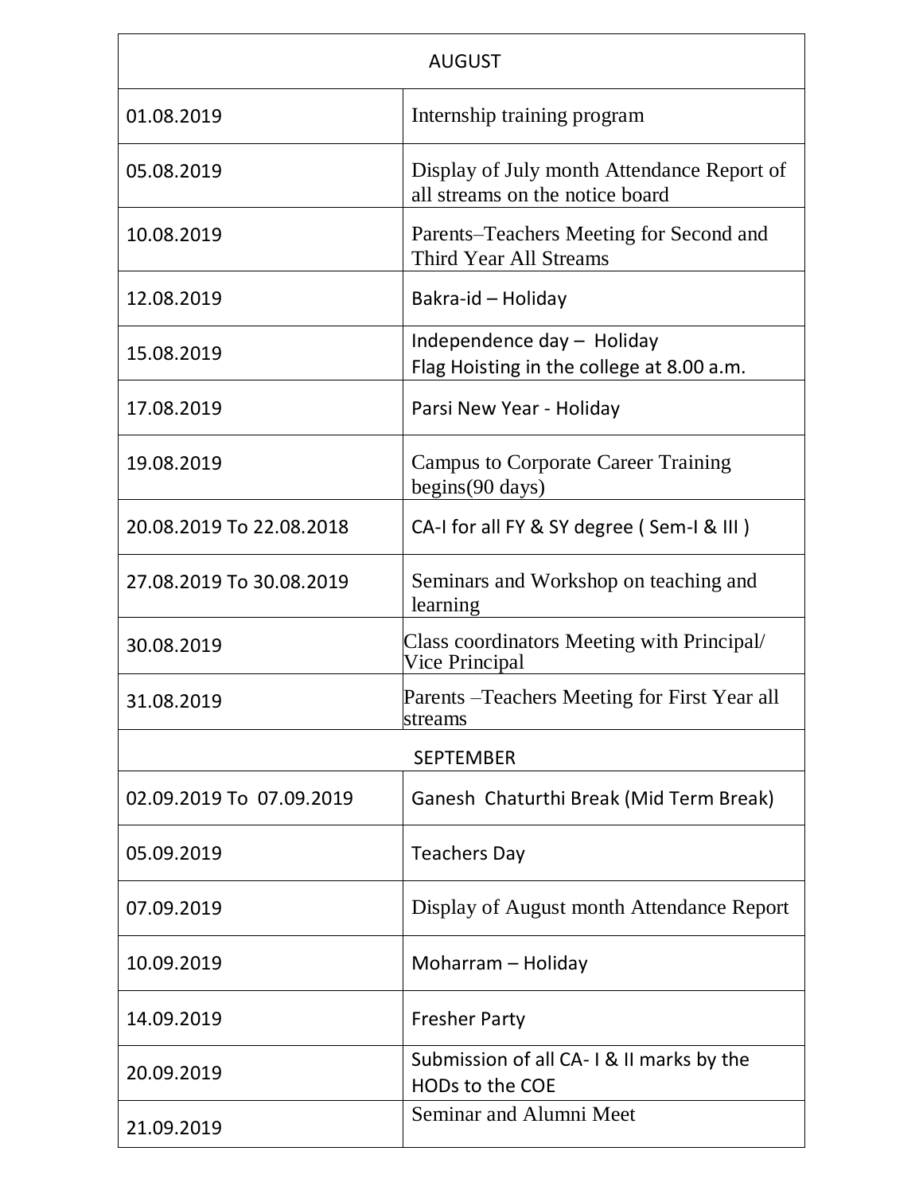| AUGUST | |
|---|---|
| 01.08.2019 | Internship training program |
| 05.08.2019 | Display of July month Attendance Report of all streams on the notice board |
| 10.08.2019 | Parents–Teachers Meeting for Second and Third Year All Streams |
| 12.08.2019 | Bakra-id – Holiday |
| 15.08.2019 | Independence day – Holiday<br>Flag Hoisting in the college at 8.00 a.m. |
| 17.08.2019 | Parsi New Year - Holiday |
| 19.08.2019 | Campus to Corporate Career Training begins(90 days) |
| 20.08.2019 To 22.08.2018 | CA-I for all FY & SY degree ( Sem-I & III ) |
| 27.08.2019 To 30.08.2019 | Seminars and Workshop on teaching and learning |
| 30.08.2019 | Class coordinators Meeting with Principal/ Vice Principal |
| 31.08.2019 | Parents –Teachers Meeting for First Year all streams |
| SEPTEMBER | |
| 02.09.2019 To 07.09.2019 | Ganesh Chaturthi Break (Mid Term Break) |
| 05.09.2019 | Teachers Day |
| 07.09.2019 | Display of August month Attendance Report |
| 10.09.2019 | Moharram – Holiday |
| 14.09.2019 | Fresher Party |
| 20.09.2019 | Submission of all CA- I & II marks by the HODs to the COE |
| 21.09.2019 | Seminar and Alumni Meet |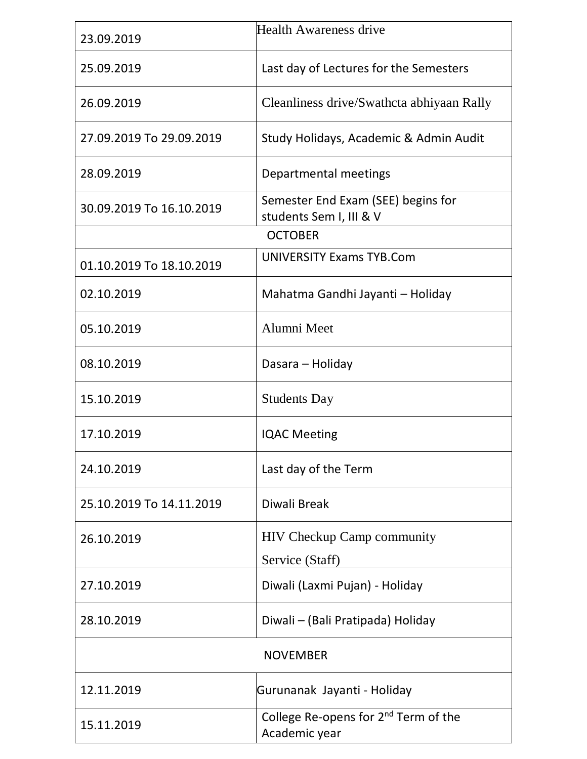| | |
|---|---|
| 23.09.2019 | Health Awareness drive |
| 25.09.2019 | Last day of Lectures for the Semesters |
| 26.09.2019 | Cleanliness drive/Swathcta abhiyaan Rally |
| 27.09.2019 To 29.09.2019 | Study Holidays, Academic & Admin Audit |
| 28.09.2019 | Departmental meetings |
| 30.09.2019 To 16.10.2019 | Semester End Exam (SEE) begins for students Sem I, III & V |
| **OCTOBER** | |
| 01.10.2019 To 18.10.2019 | UNIVERSITY Exams TYB.Com |
| 02.10.2019 | Mahatma Gandhi Jayanti – Holiday |
| 05.10.2019 | Alumni Meet |
| 08.10.2019 | Dasara – Holiday |
| 15.10.2019 | Students Day |
| 17.10.2019 | IQAC Meeting |
| 24.10.2019 | Last day of the Term |
| 25.10.2019 To 14.11.2019 | Diwali Break |
| 26.10.2019 | HIV Checkup Camp community Service (Staff) |
| 27.10.2019 | Diwali (Laxmi Pujan) - Holiday |
| 28.10.2019 | Diwali – (Bali Pratipada) Holiday |
| **NOVEMBER** | |
| 12.11.2019 | Gurunanak Jayanti - Holiday |
| 15.11.2019 | College Re-opens for 2nd Term of the Academic year |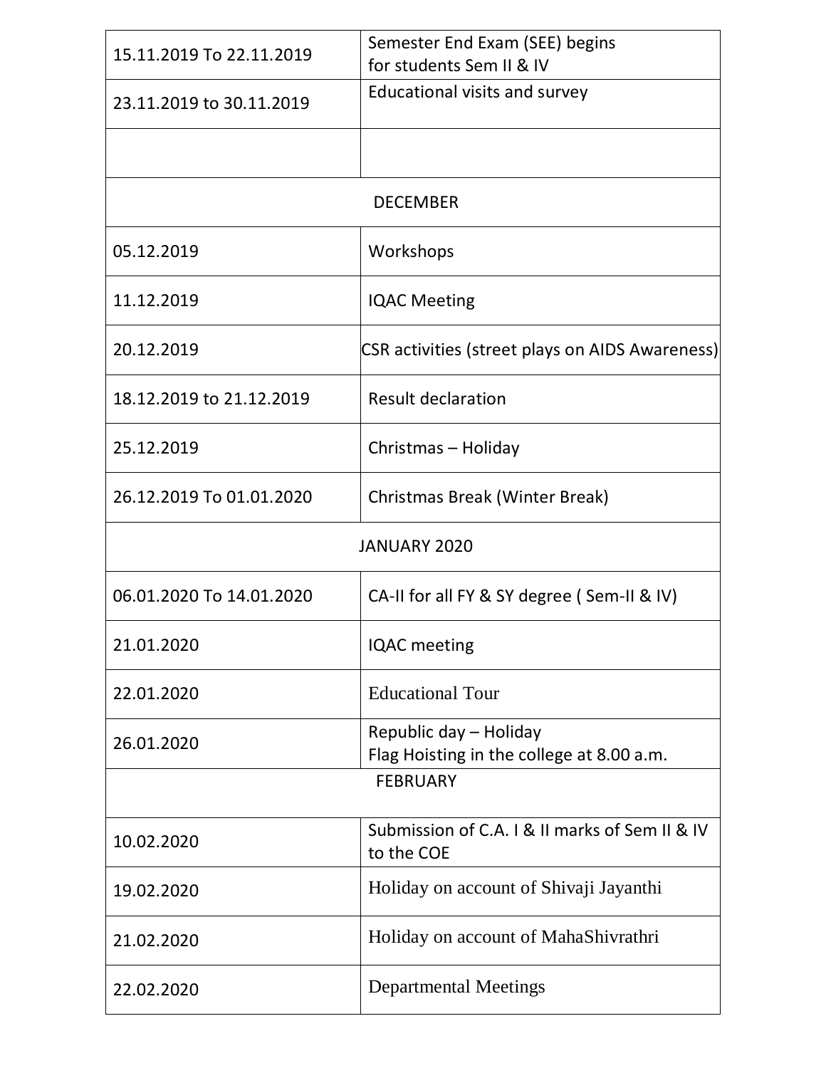| | |
|---|---|
| 15.11.2019 To 22.11.2019 | Semester End Exam (SEE) begins for students Sem II & IV |
| 23.11.2019 to 30.11.2019 | Educational visits and survey |
| | |
| DECEMBER | |
| 05.12.2019 | Workshops |
| 11.12.2019 | IQAC Meeting |
| 20.12.2019 | CSR activities (street plays on AIDS Awareness) |
| 18.12.2019 to 21.12.2019 | Result declaration |
| 25.12.2019 | Christmas – Holiday |
| 26.12.2019 To 01.01.2020 | Christmas Break (Winter Break) |
| JANUARY 2020 | |
| 06.01.2020 To 14.01.2020 | CA-II for all FY & SY degree ( Sem-II & IV) |
| 21.01.2020 | IQAC meeting |
| 22.01.2020 | Educational Tour |
| 26.01.2020 | Republic day – Holiday<br>Flag Hoisting in the college at 8.00 a.m. |
| FEBRUARY | |
| 10.02.2020 | Submission of C.A. I & II marks of Sem II & IV to the COE |
| 19.02.2020 | Holiday on account of Shivaji Jayanthi |
| 21.02.2020 | Holiday on account of MahaShivrathri |
| 22.02.2020 | Departmental Meetings |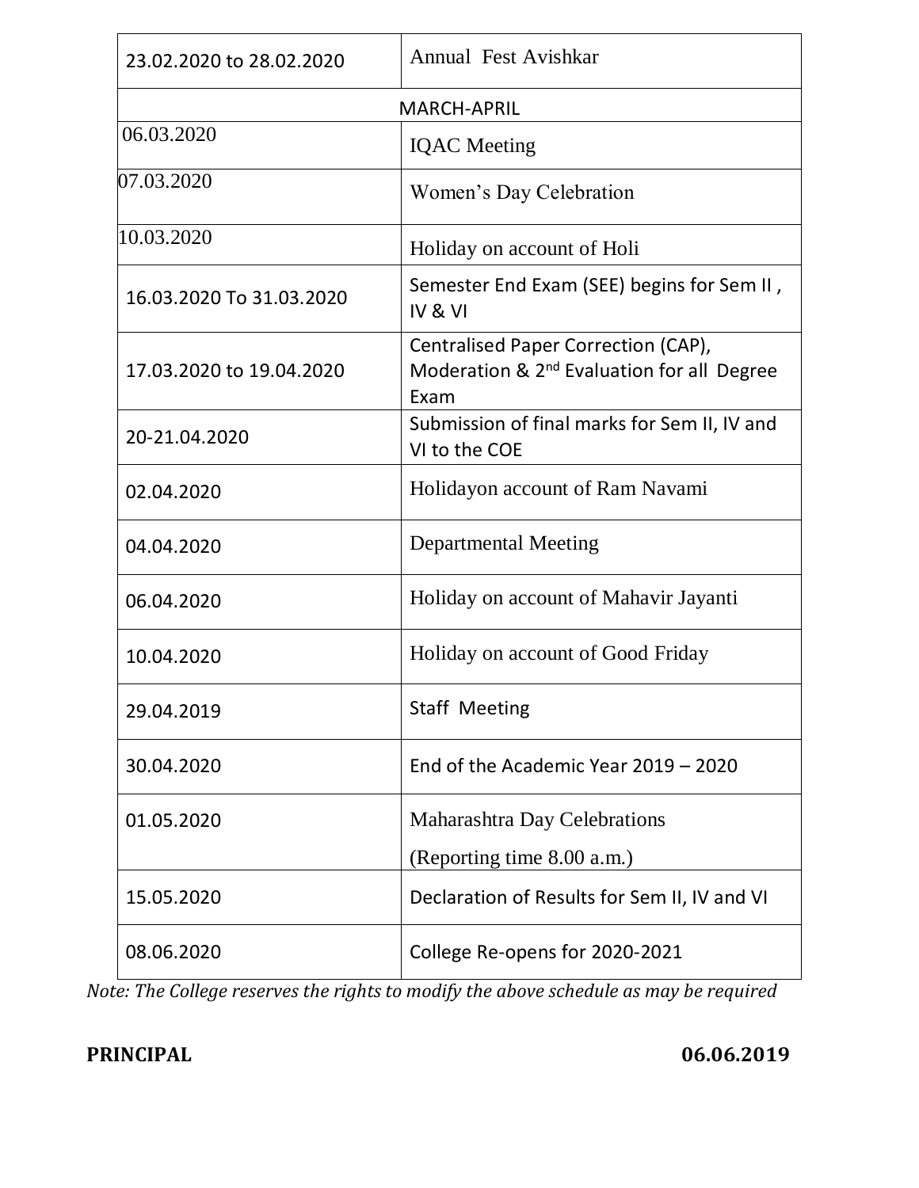| | |
|---|---|
| 23.02.2020 to 28.02.2020 | Annual Fest Avishkar |
| MARCH-APRIL | |
| 06.03.2020 | IQAC Meeting |
| 07.03.2020 | Women's Day Celebration |
| 10.03.2020 | Holiday on account of Holi |
| 16.03.2020 To 31.03.2020 | Semester End Exam (SEE) begins for Sem II , IV & VI |
| 17.03.2020 to 19.04.2020 | Centralised Paper Correction (CAP), Moderation & 2nd Evaluation for all Degree Exam |
| 20-21.04.2020 | Submission of final marks for Sem II, IV and VI to the COE |
| 02.04.2020 | Holidayon account of Ram Navami |
| 04.04.2020 | Departmental Meeting |
| 06.04.2020 | Holiday on account of Mahavir Jayanti |
| 10.04.2020 | Holiday on account of Good Friday |
| 29.04.2019 | Staff Meeting |
| 30.04.2020 | End of the Academic Year 2019 – 2020 |
| 01.05.2020 | Maharashtra Day Celebrations (Reporting time 8.00 a.m.) |
| 15.05.2020 | Declaration of Results for Sem II, IV and VI |
| 08.06.2020 | College Re-opens for 2020-2021 |

*Note: The College reserves the rights to modify the above schedule as may be required*

**PRINCIPAL** **06.06.2019**